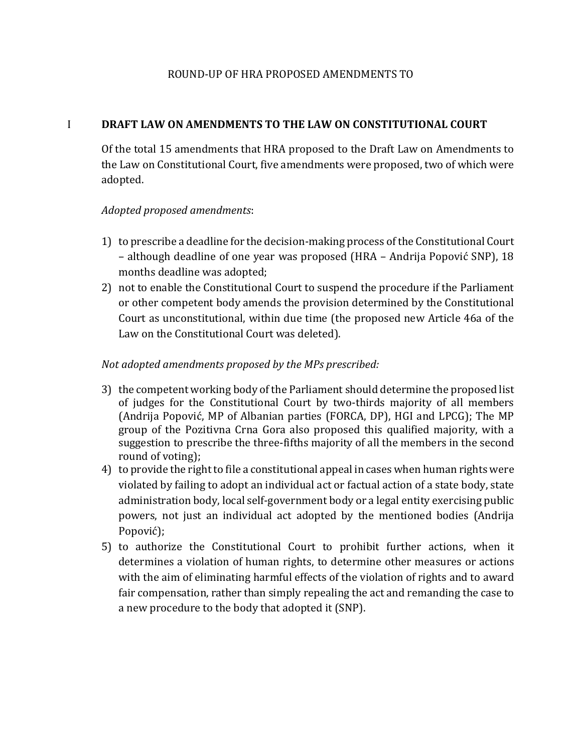ROUND-UP OF HRA PROPOSED AMENDMENTS TO

## I DRAFT LAW ON AMENDMENTS TO THE LAW ON CONSTITUTIONAL COURT

Of the total 15 amendments that HRA proposed to the Draft Law on Amendments to the Law on Constitutional Court, five amendments were proposed, two of which were adopted.

*Adopted proposed amendments*:

1) to prescribe a deadline for the decision-making process of the Constitutional Court – although deadline of one year was proposed (HRA – Andrija Popović SNP), 18 months deadline was adopted;
2) not to enable the Constitutional Court to suspend the procedure if the Parliament or other competent body amends the provision determined by the Constitutional Court as unconstitutional, within due time (the proposed new Article 46a of the Law on the Constitutional Court was deleted).

*Not adopted amendments proposed by the MPs prescribed:*

3) the competent working body of the Parliament should determine the proposed list of judges for the Constitutional Court by two-thirds majority of all members (Andrija Popović, MP of Albanian parties (FORCA, DP), HGI and LPCG); The MP group of the Pozitivna Crna Gora also proposed this qualified majority, with a suggestion to prescribe the three-fifths majority of all the members in the second round of voting);
4) to provide the right to file a constitutional appeal in cases when human rights were violated by failing to adopt an individual act or factual action of a state body, state administration body, local self-government body or a legal entity exercising public powers, not just an individual act adopted by the mentioned bodies (Andrija Popović);
5) to authorize the Constitutional Court to prohibit further actions, when it determines a violation of human rights, to determine other measures or actions with the aim of eliminating harmful effects of the violation of rights and to award fair compensation, rather than simply repealing the act and remanding the case to a new procedure to the body that adopted it (SNP).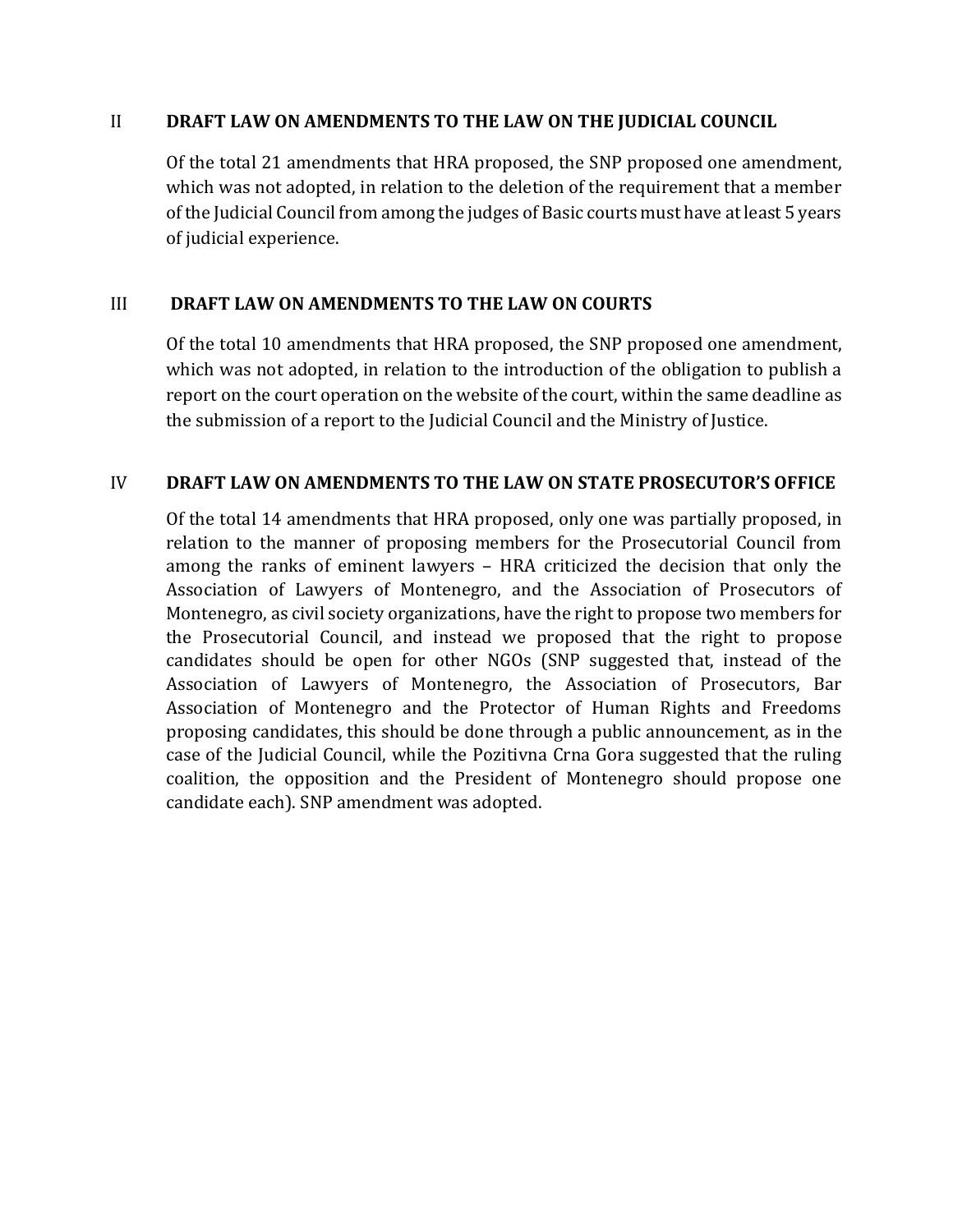## II DRAFT LAW ON AMENDMENTS TO THE LAW ON THE JUDICIAL COUNCIL

Of the total 21 amendments that HRA proposed, the SNP proposed one amendment, which was not adopted, in relation to the deletion of the requirement that a member of the Judicial Council from among the judges of Basic courts must have at least 5 years of judicial experience.

## III DRAFT LAW ON AMENDMENTS TO THE LAW ON COURTS

Of the total 10 amendments that HRA proposed, the SNP proposed one amendment, which was not adopted, in relation to the introduction of the obligation to publish a report on the court operation on the website of the court, within the same deadline as the submission of a report to the Judicial Council and the Ministry of Justice.

## IV DRAFT LAW ON AMENDMENTS TO THE LAW ON STATE PROSECUTOR'S OFFICE

Of the total 14 amendments that HRA proposed, only one was partially proposed, in relation to the manner of proposing members for the Prosecutorial Council from among the ranks of eminent lawyers – HRA criticized the decision that only the Association of Lawyers of Montenegro, and the Association of Prosecutors of Montenegro, as civil society organizations, have the right to propose two members for the Prosecutorial Council, and instead we proposed that the right to propose candidates should be open for other NGOs (SNP suggested that, instead of the Association of Lawyers of Montenegro, the Association of Prosecutors, Bar Association of Montenegro and the Protector of Human Rights and Freedoms proposing candidates, this should be done through a public announcement, as in the case of the Judicial Council, while the Pozitivna Crna Gora suggested that the ruling coalition, the opposition and the President of Montenegro should propose one candidate each). SNP amendment was adopted.